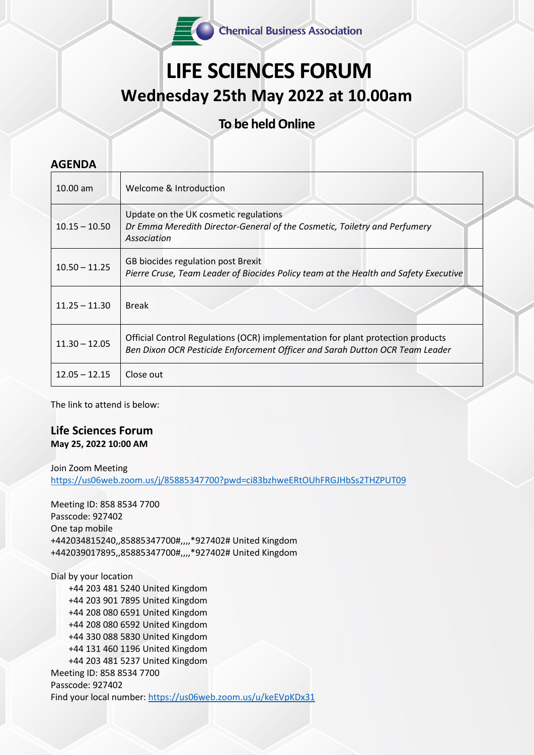Chemical Business Association

# LIFE SCIENCES FORUM

## Wednesday 25th May 2022 at 10.00am

### To be held Online

## AGENDA

| Time | Item |
|---|---|
| 10.00 am | Welcome & Introduction |
| 10.15 – 10.50 | Update on the UK cosmetic regulations<br>*Dr Emma Meredith Director-General of the Cosmetic, Toiletry and Perfumery Association* |
| 10.50 – 11.25 | GB biocides regulation post Brexit<br>*Pierre Cruse, Team Leader of Biocides Policy team at the Health and Safety Executive* |
| 11.25 – 11.30 | Break |
| 11.30 – 12.05 | Official Control Regulations (OCR) implementation for plant protection products<br>*Ben Dixon OCR Pesticide Enforcement Officer and Sarah Dutton OCR Team Leader* |
| 12.05 – 12.15 | Close out |

The link to attend is below:

## Life Sciences Forum

**May 25, 2022 10:00 AM**

Join Zoom Meeting
https://us06web.zoom.us/j/85885347700?pwd=ci83bzhweERtOUhFRGJHbSs2THZPUT09

Meeting ID: 858 8534 7700
Passcode: 927402
One tap mobile
+442034815240,,85885347700#,,,,*927402# United Kingdom
+442039017895,,85885347700#,,,,*927402# United Kingdom

Dial by your location
- +44 203 481 5240 United Kingdom
- +44 203 901 7895 United Kingdom
- +44 208 080 6591 United Kingdom
- +44 208 080 6592 United Kingdom
- +44 330 088 5830 United Kingdom
- +44 131 460 1196 United Kingdom
- +44 203 481 5237 United Kingdom

Meeting ID: 858 8534 7700
Passcode: 927402
Find your local number: https://us06web.zoom.us/u/keEVpKDx31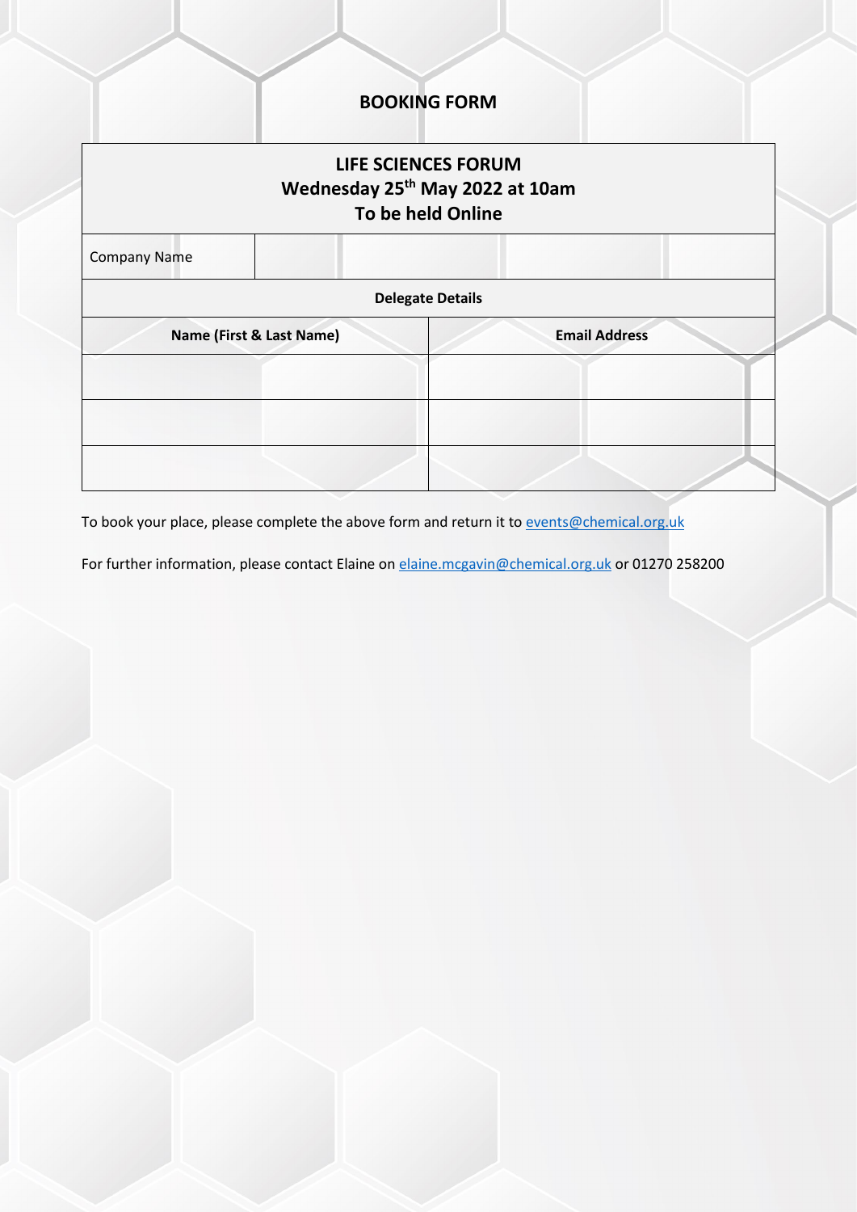# BOOKING FORM

| LIFE SCIENCES FORUM<br>Wednesday 25th May 2022 at 10am<br>To be held Online | |
|---|---|
| Company Name | |
| **Delegate Details** | |
| **Name (First & Last Name)** | **Email Address** |
| | |
| | |
| | |

To book your place, please complete the above form and return it to events@chemical.org.uk

For further information, please contact Elaine on elaine.mcgavin@chemical.org.uk or 01270 258200